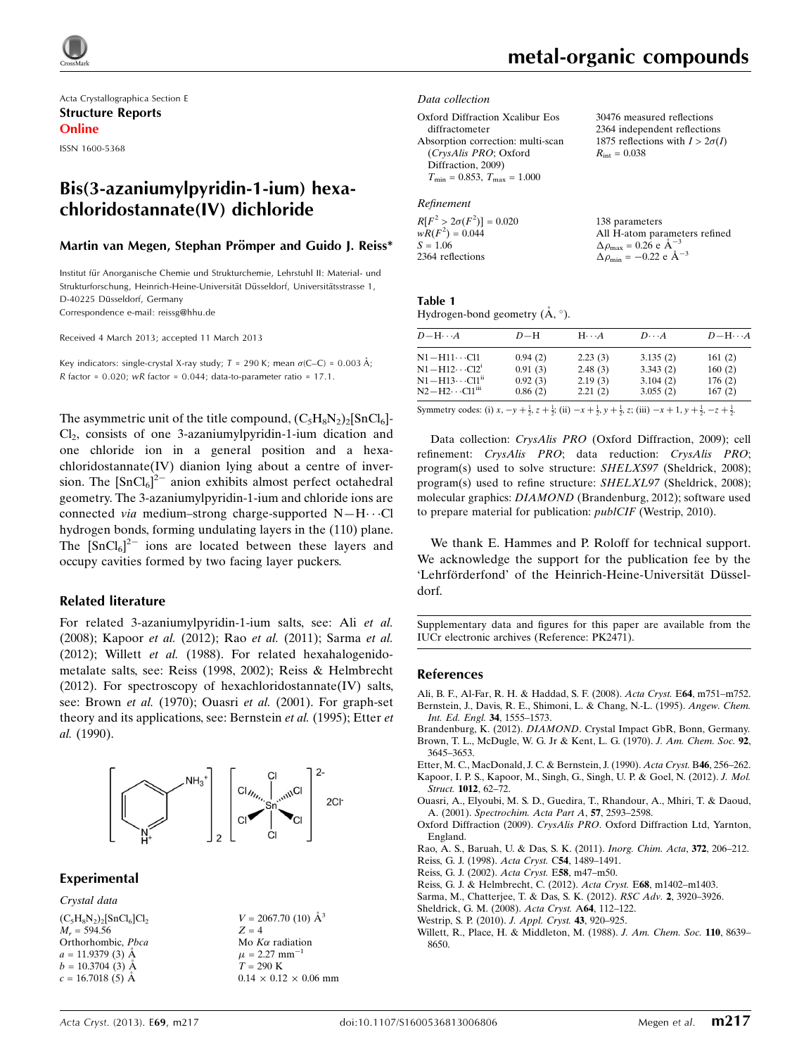Acta Crystallographica Section E

**Structure Reports**

**Online**

ISSN 1600-5368

# Bis(3-azaniumylpyridin-1-ium) hexachloridostannate(IV) dichloride

**Martin van Megen, Stephan Prömper and Guido J. Reiss***

Institut für Anorganische Chemie und Strukturchemie, Lehrstuhl II: Material- und Strukturforschung, Heinrich-Heine-Universität Düsseldorf, Universitätsstrasse 1, D-40225 Düsseldorf, Germany

Correspondence e-mail: reissg@hhu.de

Received 4 March 2013; accepted 11 March 2013

Key indicators: single-crystal X-ray study; $T$ = 290 K; mean $\sigma$(C–C) = 0.003 Å; $R$ factor = 0.020; $wR$ factor = 0.044; data-to-parameter ratio = 17.1.

The asymmetric unit of the title compound, $(C_5H_8N_2)_2[SnCl_6]Cl_2$, consists of one 3-azaniumylpyridin-1-ium dication and one chloride ion in a general position and a hexachloridostannate(IV) dianion lying about a centre of inversion. The $[SnCl_6]^{2-}$ anion exhibits almost perfect octahedral geometry. The 3-azaniumylpyridin-1-ium and chloride ions are connected *via* medium–strong charge-supported N—H$\cdots$Cl hydrogen bonds, forming undulating layers in the (110) plane. The $[SnCl_6]^{2-}$ ions are located between these layers and occupy cavities formed by two facing layer puckers.

## Related literature

For related 3-azaniumylpyridin-1-ium salts, see: Ali *et al.* (2008); Kapoor *et al.* (2012); Rao *et al.* (2011); Sarma *et al.* (2012); Willett *et al.* (1988). For related hexahalogenidometalate salts, see: Reiss (1998, 2002); Reiss & Helmbrecht (2012). For spectroscopy of hexachloridostannate(IV) salts, see: Brown *et al.* (1970); Ouasri *et al.* (2001). For graph-set theory and its applications, see: Bernstein *et al.* (1995); Etter *et al.* (1990).

## Experimental

### Crystal data

$(C_5H_8N_2)_2[SnCl_6]Cl_2$
$M_r$ = 594.56
Orthorhombic, $Pbca$
$a$ = 11.9379 (3) Å
$b$ = 10.3704 (3) Å
$c$ = 16.7018 (5) Å
$V$ = 2067.70 (10) Å$^3$
$Z$ = 4
Mo $K\alpha$ radiation
$\mu$ = 2.27 mm$^{-1}$
$T$ = 290 K
0.14 × 0.12 × 0.06 mm

### Data collection

Oxford Diffraction Xcalibur Eos diffractometer
Absorption correction: multi-scan (*CrysAlis PRO*; Oxford Diffraction, 2009)
$T_{min}$ = 0.853, $T_{max}$ = 1.000
30476 measured reflections
2364 independent reflections
1875 reflections with $I > 2\sigma(I)$
$R_{int}$ = 0.038

### Refinement

$R[F^2 > 2\sigma(F^2)]$ = 0.020
$wR(F^2)$ = 0.044
$S$ = 1.06
2364 reflections
138 parameters
All H-atom parameters refined
$\Delta\rho_{max}$ = 0.26 e Å$^{-3}$
$\Delta\rho_{min}$ = −0.22 e Å$^{-3}$

**Table 1**
Hydrogen-bond geometry (Å, °).

| $D$—H$\cdots$$A$ | $D$—H | H$\cdots$$A$ | $D\cdots A$ | $D$—H$\cdots$$A$ |
|---|---|---|---|---|
| N1—H11$\cdots$Cl1 | 0.94 (2) | 2.23 (3) | 3.135 (2) | 161 (2) |
| N1—H12$\cdots$Cl2$^{i}$ | 0.91 (3) | 2.48 (3) | 3.343 (2) | 160 (2) |
| N1—H13$\cdots$Cl1$^{ii}$ | 0.92 (3) | 2.19 (3) | 3.104 (2) | 176 (2) |
| N2—H2$\cdots$Cl1$^{iii}$ | 0.86 (2) | 2.21 (2) | 3.055 (2) | 167 (2) |

Symmetry codes: (i) $x, -y+\frac{1}{2}, z+\frac{1}{2}$; (ii) $-x+\frac{1}{2}, y+\frac{1}{2}, z$; (iii) $-x+1, y+\frac{1}{2}, -z+\frac{1}{2}$.

Data collection: *CrysAlis PRO* (Oxford Diffraction, 2009); cell refinement: *CrysAlis PRO*; data reduction: *CrysAlis PRO*; program(s) used to solve structure: *SHELXS97* (Sheldrick, 2008); program(s) used to refine structure: *SHELXL97* (Sheldrick, 2008); molecular graphics: *DIAMOND* (Brandenburg, 2012); software used to prepare material for publication: *publCIF* (Westrip, 2010).

We thank E. Hammes and P. Roloff for technical support. We acknowledge the support for the publication fee by the 'Lehrförderfond' of the Heinrich-Heine-Universität Düsseldorf.

Supplementary data and figures for this paper are available from the IUCr electronic archives (Reference: PK2471).

## References

Ali, B. F., Al-Far, R. H. & Haddad, S. F. (2008). *Acta Cryst.* E**64**, m751–m752.
Bernstein, J., Davis, R. E., Shimoni, L. & Chang, N.-L. (1995). *Angew. Chem. Int. Ed. Engl.* **34**, 1555–1573.
Brandenburg, K. (2012). *DIAMOND*. Crystal Impact GbR, Bonn, Germany.
Brown, T. L., McDugle, W. G. Jr & Kent, L. G. (1970). *J. Am. Chem. Soc.* **92**, 3645–3653.
Etter, M. C., MacDonald, J. C. & Bernstein, J. (1990). *Acta Cryst.* B**46**, 256–262.
Kapoor, I. P. S., Kapoor, M., Singh, G., Singh, U. P. & Goel, N. (2012). *J. Mol. Struct.* **1012**, 62–72.
Ouasri, A., Elyoubi, M. S. D., Guedira, T., Rhandour, A., Mhiri, T. & Daoud, A. (2001). *Spectrochim. Acta Part A*, **57**, 2593–2598.
Oxford Diffraction (2009). *CrysAlis PRO*. Oxford Diffraction Ltd, Yarnton, England.
Rao, A. S., Baruah, U. & Das, S. K. (2011). *Inorg. Chim. Acta*, **372**, 206–212.
Reiss, G. J. (1998). *Acta Cryst.* C**54**, 1489–1491.
Reiss, G. J. (2002). *Acta Cryst.* E**58**, m47–m50.
Reiss, G. J. & Helmbrecht, C. (2012). *Acta Cryst.* E**68**, m1402–m1403.
Sarma, M., Chatterjee, T. & Das, S. K. (2012). *RSC Adv.* **2**, 3920–3926.
Sheldrick, G. M. (2008). *Acta Cryst.* A**64**, 112–122.
Westrip, S. P. (2010). *J. Appl. Cryst.* **43**, 920–925.
Willett, R., Place, H. & Middleton, M. (1988). *J. Am. Chem. Soc.* **110**, 8639–8650.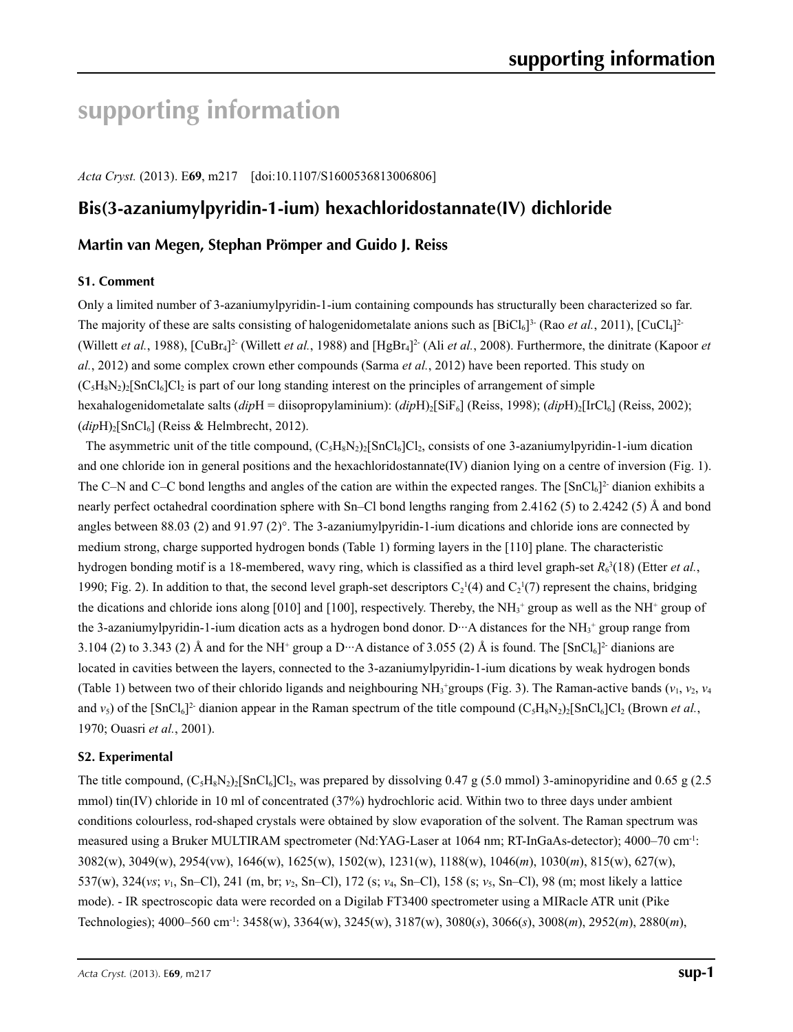# supporting information

*Acta Cryst.* (2013). E**69**, m217 [doi:10.1107/S1600536813006806]

## Bis(3-azaniumylpyridin-1-ium) hexachloridostannate(IV) dichloride

### Martin van Megen, Stephan Prömper and Guido J. Reiss

### S1. Comment

Only a limited number of 3-azaniumylpyridin-1-ium containing compounds has structurally been characterized so far. The majority of these are salts consisting of halogenidometalate anions such as $[BiCl_6]^{3-}$ (Rao *et al.*, 2011), $[CuCl_4]^{2-}$ (Willett *et al.*, 1988), $[CuBr_4]^{2-}$ (Willett *et al.*, 1988) and $[HgBr_4]^{2-}$ (Ali *et al.*, 2008). Furthermore, the dinitrate (Kapoor *et al.*, 2012) and some complex crown ether compounds (Sarma *et al.*, 2012) have been reported. This study on $(C_5H_8N_2)_2[SnCl_6]Cl_2$ is part of our long standing interest on the principles of arrangement of simple hexahalogenidometalate salts (*dip*H = diisopropylaminium): $(dipH)_2[SiF_6]$ (Reiss, 1998); $(dipH)_2[IrCl_6]$ (Reiss, 2002); $(dipH)_2[SnCl_6]$ (Reiss & Helmbrecht, 2012).

The asymmetric unit of the title compound, $(C_5H_8N_2)_2[SnCl_6]Cl_2$, consists of one 3-azaniumylpyridin-1-ium dication and one chloride ion in general positions and the hexachloridostannate(IV) dianion lying on a centre of inversion (Fig. 1). The C–N and C–C bond lengths and angles of the cation are within the expected ranges. The $[SnCl_6]^{2-}$ dianion exhibits a nearly perfect octahedral coordination sphere with Sn–Cl bond lengths ranging from 2.4162 (5) to 2.4242 (5) Å and bond angles between 88.03 (2) and 91.97 (2)°. The 3-azaniumylpyridin-1-ium dications and chloride ions are connected by medium strong, charge supported hydrogen bonds (Table 1) forming layers in the [110] plane. The characteristic hydrogen bonding motif is a 18-membered, wavy ring, which is classified as a third level graph-set $R_6^3(18)$ (Etter *et al.*, 1990; Fig. 2). In addition to that, the second level graph-set descriptors $C_2^1(4)$ and $C_2^1(7)$ represent the chains, bridging the dications and chloride ions along [010] and [100], respectively. Thereby, the $NH_3^+$ group as well as the $NH^+$ group of the 3-azaniumylpyridin-1-ium dication acts as a hydrogen bond donor. D···A distances for the $NH_3^+$ group range from 3.104 (2) to 3.343 (2) Å and for the $NH^+$ group a D···A distance of 3.055 (2) Å is found. The $[SnCl_6]^{2-}$ dianions are located in cavities between the layers, connected to the 3-azaniumylpyridin-1-ium dications by weak hydrogen bonds (Table 1) between two of their chlorido ligands and neighbouring $NH_3^+$groups (Fig. 3). The Raman-active bands ($\nu_1$, $\nu_2$, $\nu_4$ and $\nu_5$) of the $[SnCl_6]^{2-}$ dianion appear in the Raman spectrum of the title compound $(C_5H_8N_2)_2[SnCl_6]Cl_2$ (Brown *et al.*, 1970; Ouasri *et al.*, 2001).

### S2. Experimental

The title compound, $(C_5H_8N_2)_2[SnCl_6]Cl_2$, was prepared by dissolving 0.47 g (5.0 mmol) 3-aminopyridine and 0.65 g (2.5 mmol) tin(IV) chloride in 10 ml of concentrated (37%) hydrochloric acid. Within two to three days under ambient conditions colourless, rod-shaped crystals were obtained by slow evaporation of the solvent. The Raman spectrum was measured using a Bruker MULTIRAM spectrometer (Nd:YAG-Laser at 1064 nm; RT-InGaAs-detector); 4000–70 $cm^{-1}$: 3082(w), 3049(w), 2954(vw), 1646(w), 1625(w), 1502(w), 1231(w), 1188(w), 1046(*m*), 1030(*m*), 815(w), 627(w), 537(w), 324(*vs*; $\nu_1$, Sn–Cl), 241 (m, br; $\nu_2$, Sn–Cl), 172 (s; $\nu_4$, Sn–Cl), 158 (s; $\nu_5$, Sn–Cl), 98 (m; most likely a lattice mode). - IR spectroscopic data were recorded on a Digilab FT3400 spectrometer using a MIRacle ATR unit (Pike Technologies); 4000–560 $cm^{-1}$: 3458(w), 3364(w), 3245(w), 3187(w), 3080(*s*), 3066(*s*), 3008(*m*), 2952(*m*), 2880(*m*),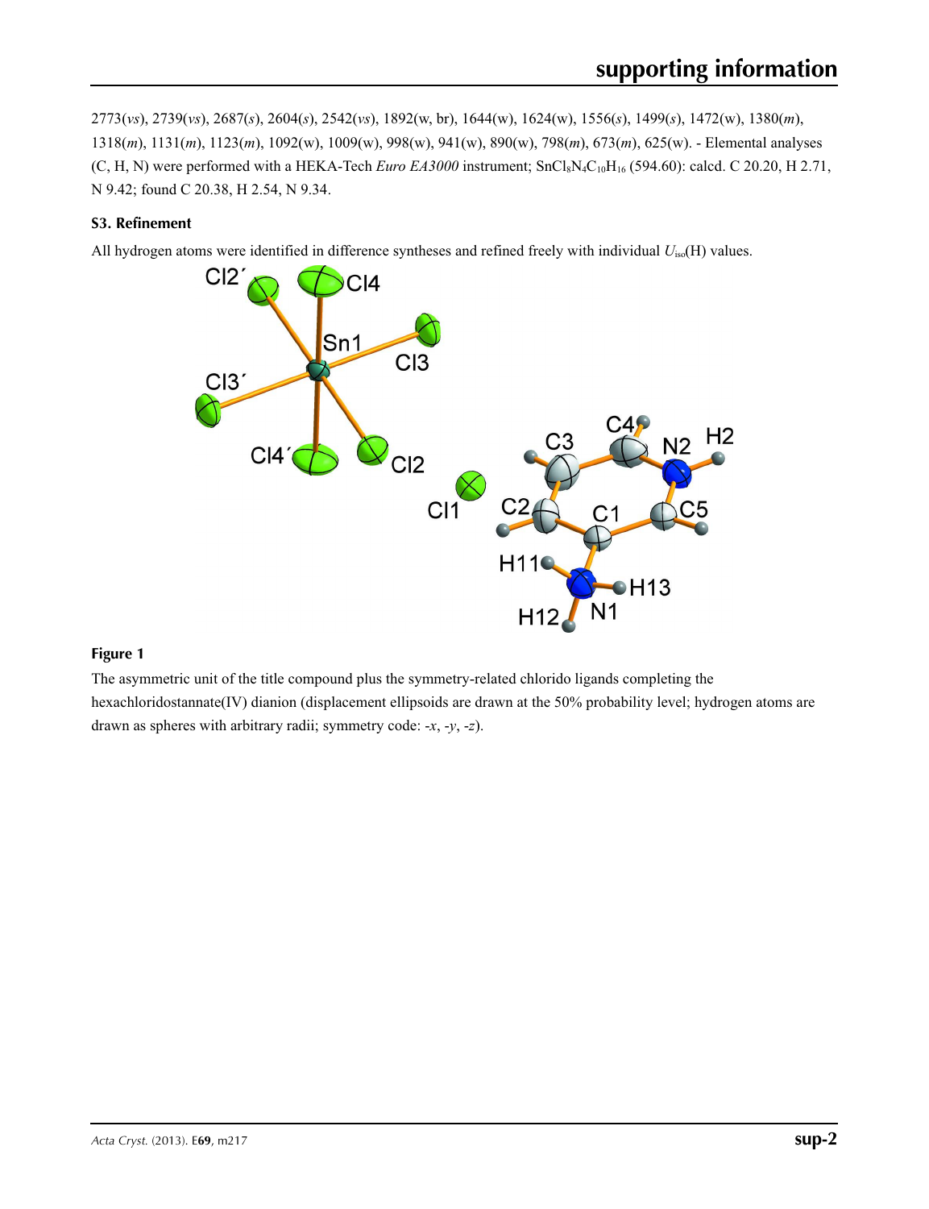2773(*vs*), 2739(*vs*), 2687(*s*), 2604(*s*), 2542(*vs*), 1892(w, br), 1644(w), 1624(w), 1556(*s*), 1499(*s*), 1472(w), 1380(*m*), 1318(*m*), 1131(*m*), 1123(*m*), 1092(w), 1009(w), 998(w), 941(w), 890(w), 798(*m*), 673(*m*), 625(w). - Elemental analyses (C, H, N) were performed with a HEKA-Tech *Euro EA3000* instrument; $SnCl_8N_4C_{10}H_{16}$ (594.60): calcd. C 20.20, H 2.71, N 9.42; found C 20.38, H 2.54, N 9.34.

### S3. Refinement

All hydrogen atoms were identified in difference syntheses and refined freely with individual $U_{iso}$(H) values.

**Figure 1**

The asymmetric unit of the title compound plus the symmetry-related chlorido ligands completing the hexachloridostannate(IV) dianion (displacement ellipsoids are drawn at the 50% probability level; hydrogen atoms are drawn as spheres with arbitrary radii; symmetry code: -*x*, -*y*, -*z*).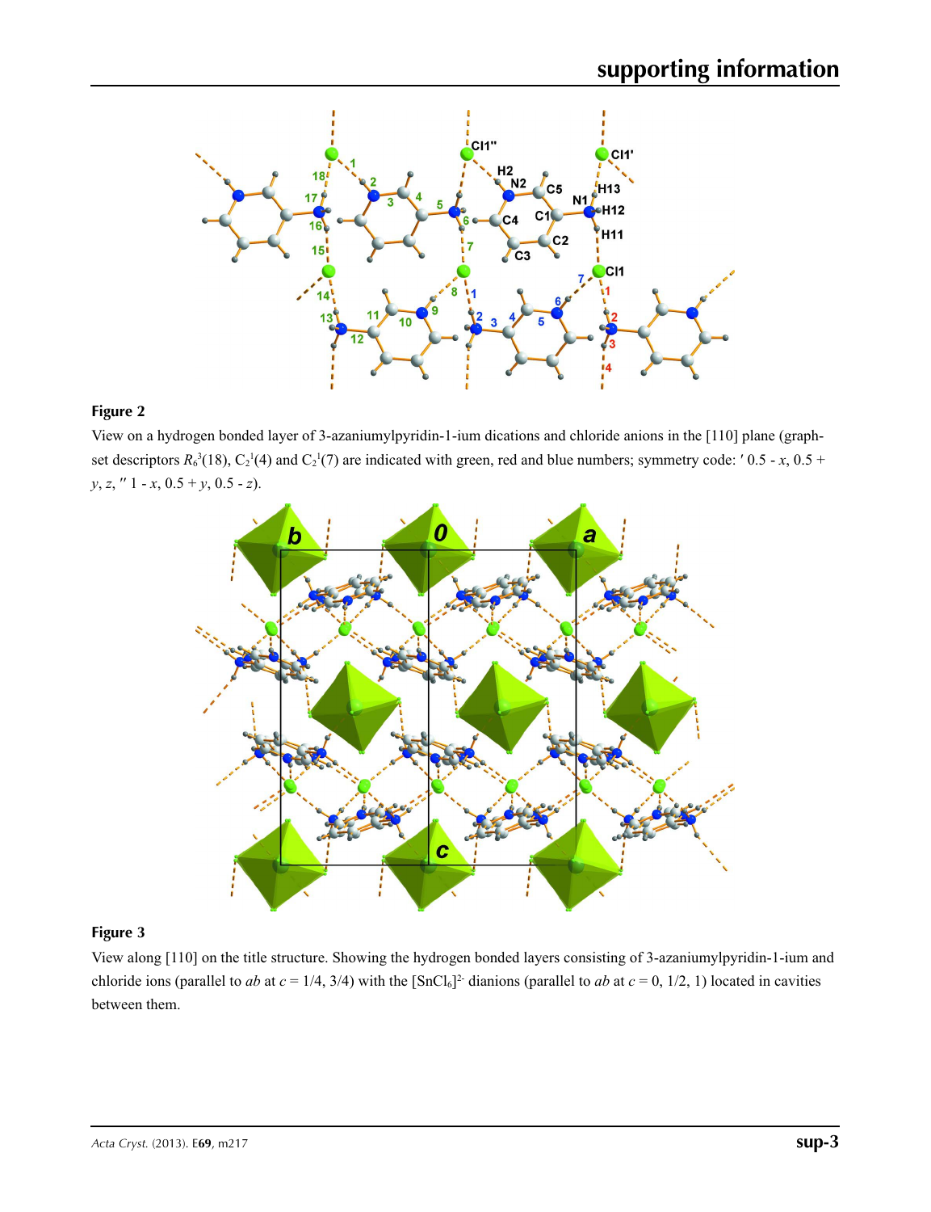**Figure 2**

View on a hydrogen bonded layer of 3-azaniumylpyridin-1-ium dications and chloride anions in the [110] plane (graph-set descriptors $R_6^3(18)$, $C_2^1(4)$ and $C_2^1(7)$ are indicated with green, red and blue numbers; symmetry code: ′ 0.5 - *x*, 0.5 + *y*, *z*, ″ 1 - *x*, 0.5 + *y*, 0.5 - *z*).

**Figure 3**

View along [110] on the title structure. Showing the hydrogen bonded layers consisting of 3-azaniumylpyridin-1-ium and chloride ions (parallel to *ab* at *c* = 1/4, 3/4) with the $[SnCl_6]^{2-}$ dianions (parallel to *ab* at *c* = 0, 1/2, 1) located in cavities between them.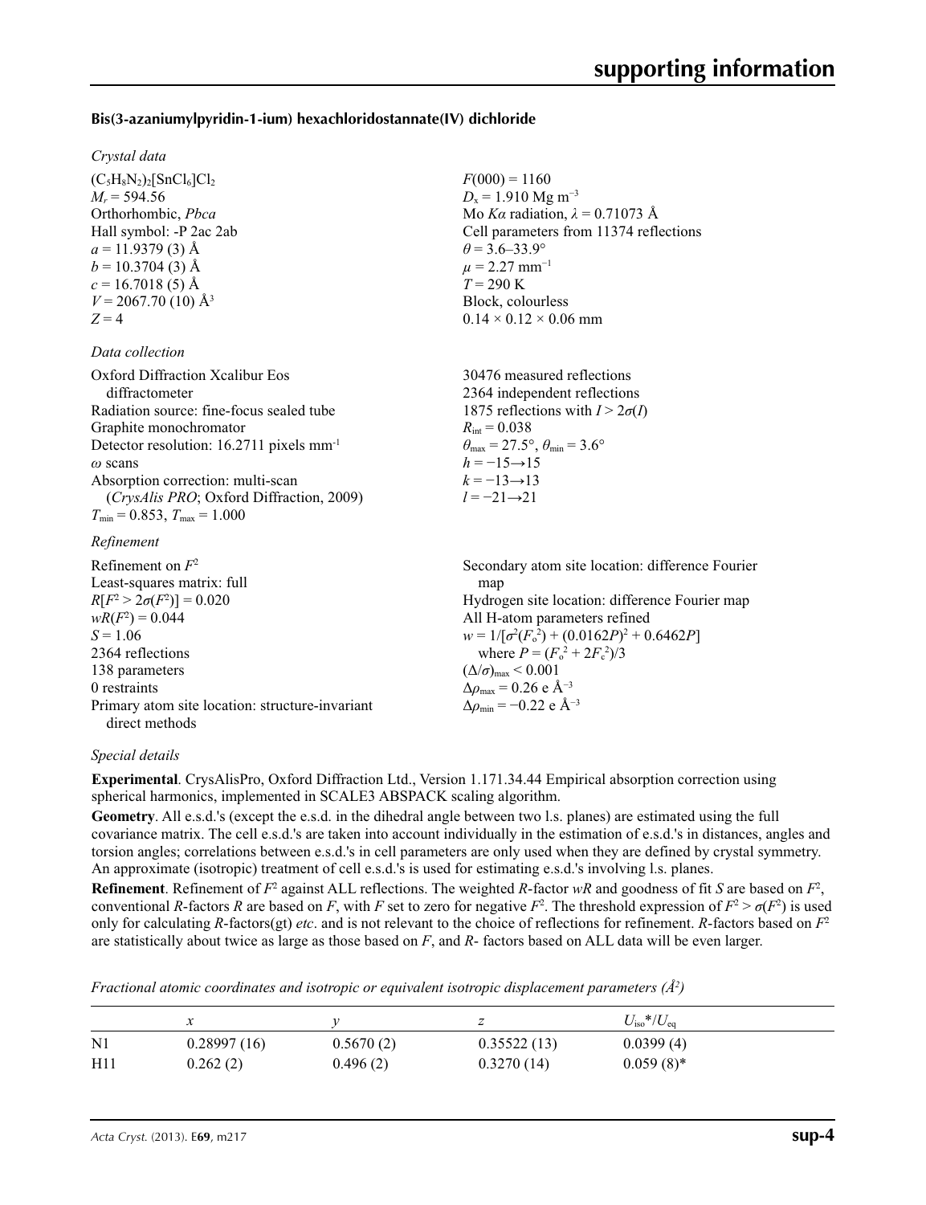**Bis(3-azaniumylpyridin-1-ium) hexachloridostannate(IV) dichloride**

*Crystal data*

$(C_5H_8N_2)_2[SnCl_6]Cl_2$
$M_r = 594.56$
Orthorhombic, *Pbca*
Hall symbol: -P 2ac 2ab
$a = 11.9379$ (3) Å
$b = 10.3704$ (3) Å
$c = 16.7018$ (5) Å
$V = 2067.70$ (10) Å$^3$
$Z = 4$

$F(000) = 1160$
$D_x = 1.910$ Mg m$^{-3}$
Mo $K\alpha$ radiation, $\lambda = 0.71073$ Å
Cell parameters from 11374 reflections
$\theta = 3.6$–$33.9°$
$\mu = 2.27$ mm$^{-1}$
$T = 290$ K
Block, colourless
$0.14 \times 0.12 \times 0.06$ mm

*Data collection*

Oxford Diffraction Xcalibur Eos diffractometer
Radiation source: fine-focus sealed tube
Graphite monochromator
Detector resolution: 16.2711 pixels mm$^{-1}$
$\omega$ scans
Absorption correction: multi-scan (*CrysAlis PRO*; Oxford Diffraction, 2009)
$T_{min} = 0.853$, $T_{max} = 1.000$

30476 measured reflections
2364 independent reflections
1875 reflections with $I > 2\sigma(I)$
$R_{int} = 0.038$
$\theta_{max} = 27.5°$, $\theta_{min} = 3.6°$
$h = -15 \rightarrow 15$
$k = -13 \rightarrow 13$
$l = -21 \rightarrow 21$

*Refinement*

Refinement on $F^2$
Least-squares matrix: full
$R[F^2 > 2\sigma(F^2)] = 0.020$
$wR(F^2) = 0.044$
$S = 1.06$
2364 reflections
138 parameters
0 restraints
Primary atom site location: structure-invariant direct methods

Secondary atom site location: difference Fourier map
Hydrogen site location: difference Fourier map
All H-atom parameters refined
$w = 1/[\sigma^2(F_o^2) + (0.0162P)^2 + 0.6462P]$
where $P = (F_o^2 + 2F_c^2)/3$
$(\Delta/\sigma)_{max} < 0.001$
$\Delta\rho_{max} = 0.26$ e Å$^{-3}$
$\Delta\rho_{min} = -0.22$ e Å$^{-3}$

*Special details*

**Experimental**. CrysAlisPro, Oxford Diffraction Ltd., Version 1.171.34.44 Empirical absorption correction using spherical harmonics, implemented in SCALE3 ABSPACK scaling algorithm.

**Geometry**. All e.s.d.'s (except the e.s.d. in the dihedral angle between two l.s. planes) are estimated using the full covariance matrix. The cell e.s.d.'s are taken into account individually in the estimation of e.s.d.'s in distances, angles and torsion angles; correlations between e.s.d.'s in cell parameters are only used when they are defined by crystal symmetry. An approximate (isotropic) treatment of cell e.s.d.'s is used for estimating e.s.d.'s involving l.s. planes.

**Refinement**. Refinement of $F^2$ against ALL reflections. The weighted $R$-factor $wR$ and goodness of fit $S$ are based on $F^2$, conventional $R$-factors $R$ are based on $F$, with $F$ set to zero for negative $F^2$. The threshold expression of $F^2 > \sigma(F^2)$ is used only for calculating $R$-factors(gt) *etc*. and is not relevant to the choice of reflections for refinement. $R$-factors based on $F^2$ are statistically about twice as large as those based on $F$, and $R$- factors based on ALL data will be even larger.

*Fractional atomic coordinates and isotropic or equivalent isotropic displacement parameters (Å$^2$)*

| | *x* | *y* | *z* | $U_{iso}$*/$U_{eq}$ |
|---|---|---|---|---|
| N1 | 0.28997 (16) | 0.5670 (2) | 0.35522 (13) | 0.0399 (4) |
| H11 | 0.262 (2) | 0.496 (2) | 0.3270 (14) | 0.059 (8)* |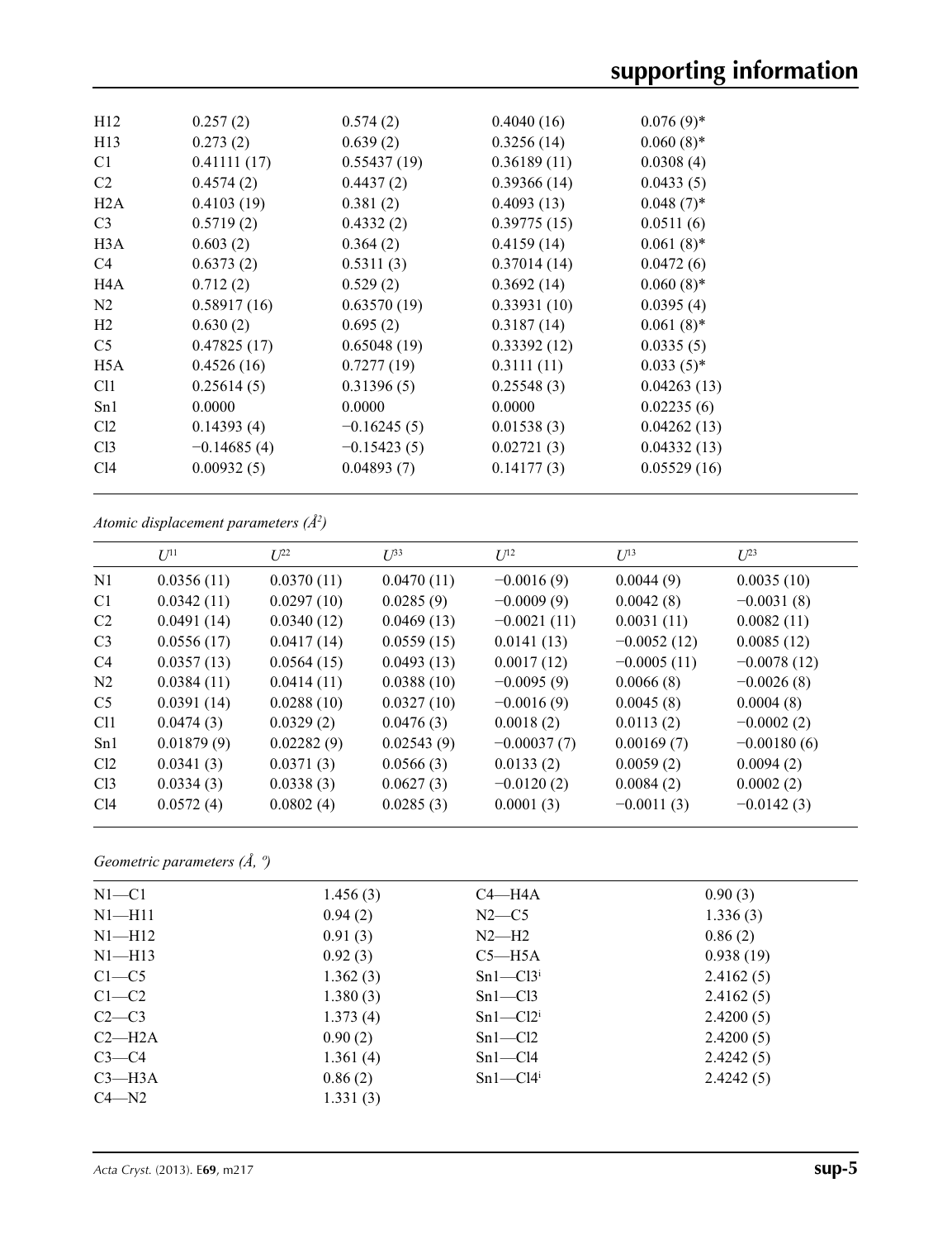| | | | | |
|---|---|---|---|---|
| H12 | 0.257 (2) | 0.574 (2) | 0.4040 (16) | 0.076 (9)* |
| H13 | 0.273 (2) | 0.639 (2) | 0.3256 (14) | 0.060 (8)* |
| C1 | 0.41111 (17) | 0.55437 (19) | 0.36189 (11) | 0.0308 (4) |
| C2 | 0.4574 (2) | 0.4437 (2) | 0.39366 (14) | 0.0433 (5) |
| H2A | 0.4103 (19) | 0.381 (2) | 0.4093 (13) | 0.048 (7)* |
| C3 | 0.5719 (2) | 0.4332 (2) | 0.39775 (15) | 0.0511 (6) |
| H3A | 0.603 (2) | 0.364 (2) | 0.4159 (14) | 0.061 (8)* |
| C4 | 0.6373 (2) | 0.5311 (3) | 0.37014 (14) | 0.0472 (6) |
| H4A | 0.712 (2) | 0.529 (2) | 0.3692 (14) | 0.060 (8)* |
| N2 | 0.58917 (16) | 0.63570 (19) | 0.33931 (10) | 0.0395 (4) |
| H2 | 0.630 (2) | 0.695 (2) | 0.3187 (14) | 0.061 (8)* |
| C5 | 0.47825 (17) | 0.65048 (19) | 0.33392 (12) | 0.0335 (5) |
| H5A | 0.4526 (16) | 0.7277 (19) | 0.3111 (11) | 0.033 (5)* |
| Cl1 | 0.25614 (5) | 0.31396 (5) | 0.25548 (3) | 0.04263 (13) |
| Sn1 | 0.0000 | 0.0000 | 0.0000 | 0.02235 (6) |
| Cl2 | 0.14393 (4) | −0.16245 (5) | 0.01538 (3) | 0.04262 (13) |
| Cl3 | −0.14685 (4) | −0.15423 (5) | 0.02721 (3) | 0.04332 (13) |
| Cl4 | 0.00932 (5) | 0.04893 (7) | 0.14177 (3) | 0.05529 (16) |

*Atomic displacement parameters (Å²)*

| | $U^{11}$ | $U^{22}$ | $U^{33}$ | $U^{12}$ | $U^{13}$ | $U^{23}$ |
|---|---|---|---|---|---|---|
| N1 | 0.0356 (11) | 0.0370 (11) | 0.0470 (11) | −0.0016 (9) | 0.0044 (9) | 0.0035 (10) |
| C1 | 0.0342 (11) | 0.0297 (10) | 0.0285 (9) | −0.0009 (9) | 0.0042 (8) | −0.0031 (8) |
| C2 | 0.0491 (14) | 0.0340 (12) | 0.0469 (13) | −0.0021 (11) | 0.0031 (11) | 0.0082 (11) |
| C3 | 0.0556 (17) | 0.0417 (14) | 0.0559 (15) | 0.0141 (13) | −0.0052 (12) | 0.0085 (12) |
| C4 | 0.0357 (13) | 0.0564 (15) | 0.0493 (13) | 0.0017 (12) | −0.0005 (11) | −0.0078 (12) |
| N2 | 0.0384 (11) | 0.0414 (11) | 0.0388 (10) | −0.0095 (9) | 0.0066 (8) | −0.0026 (8) |
| C5 | 0.0391 (14) | 0.0288 (10) | 0.0327 (10) | −0.0016 (9) | 0.0045 (8) | 0.0004 (8) |
| Cl1 | 0.0474 (3) | 0.0329 (2) | 0.0476 (3) | 0.0018 (2) | 0.0113 (2) | −0.0002 (2) |
| Sn1 | 0.01879 (9) | 0.02282 (9) | 0.02543 (9) | −0.00037 (7) | 0.00169 (7) | −0.00180 (6) |
| Cl2 | 0.0341 (3) | 0.0371 (3) | 0.0566 (3) | 0.0133 (2) | 0.0059 (2) | 0.0094 (2) |
| Cl3 | 0.0334 (3) | 0.0338 (3) | 0.0627 (3) | −0.0120 (2) | 0.0084 (2) | 0.0002 (2) |
| Cl4 | 0.0572 (4) | 0.0802 (4) | 0.0285 (3) | 0.0001 (3) | −0.0011 (3) | −0.0142 (3) |

*Geometric parameters (Å, º)*

| | | | |
|---|---|---|---|
| N1—C1 | 1.456 (3) | C4—H4A | 0.90 (3) |
| N1—H11 | 0.94 (2) | N2—C5 | 1.336 (3) |
| N1—H12 | 0.91 (3) | N2—H2 | 0.86 (2) |
| N1—H13 | 0.92 (3) | C5—H5A | 0.938 (19) |
| C1—C5 | 1.362 (3) | Sn1—Cl3$^{i}$ | 2.4162 (5) |
| C1—C2 | 1.380 (3) | Sn1—Cl3 | 2.4162 (5) |
| C2—C3 | 1.373 (4) | Sn1—Cl2$^{i}$ | 2.4200 (5) |
| C2—H2A | 0.90 (2) | Sn1—Cl2 | 2.4200 (5) |
| C3—C4 | 1.361 (4) | Sn1—Cl4 | 2.4242 (5) |
| C3—H3A | 0.86 (2) | Sn1—Cl4$^{i}$ | 2.4242 (5) |
| C4—N2 | 1.331 (3) | | |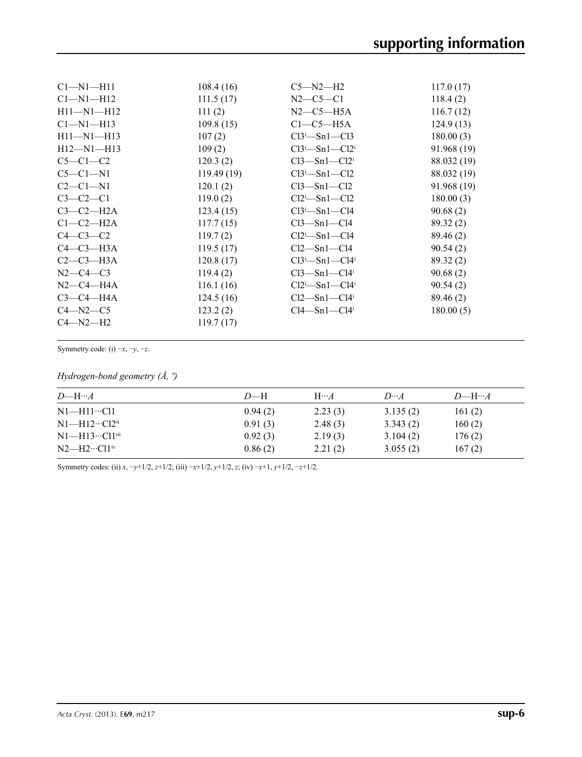| | | | |
|---|---|---|---|
| C1—N1—H11 | 108.4 (16) | C5—N2—H2 | 117.0 (17) |
| C1—N1—H12 | 111.5 (17) | N2—C5—C1 | 118.4 (2) |
| H11—N1—H12 | 111 (2) | N2—C5—H5A | 116.7 (12) |
| C1—N1—H13 | 109.8 (15) | C1—C5—H5A | 124.9 (13) |
| H11—N1—H13 | 107 (2) | Cl3[i]—Sn1—Cl3 | 180.00 (3) |
| H12—N1—H13 | 109 (2) | Cl3[i]—Sn1—Cl2[i] | 91.968 (19) |
| C5—C1—C2 | 120.3 (2) | Cl3—Sn1—Cl2[i] | 88.032 (19) |
| C5—C1—N1 | 119.49 (19) | Cl3[i]—Sn1—Cl2 | 88.032 (19) |
| C2—C1—N1 | 120.1 (2) | Cl3—Sn1—Cl2 | 91.968 (19) |
| C3—C2—C1 | 119.0 (2) | Cl2[i]—Sn1—Cl2 | 180.00 (3) |
| C3—C2—H2A | 123.4 (15) | Cl3[i]—Sn1—Cl4 | 90.68 (2) |
| C1—C2—H2A | 117.7 (15) | Cl3—Sn1—Cl4 | 89.32 (2) |
| C4—C3—C2 | 119.7 (2) | Cl2[i]—Sn1—Cl4 | 89.46 (2) |
| C4—C3—H3A | 119.5 (17) | Cl2—Sn1—Cl4 | 90.54 (2) |
| C2—C3—H3A | 120.8 (17) | Cl3[i]—Sn1—Cl4[i] | 89.32 (2) |
| N2—C4—C3 | 119.4 (2) | Cl3—Sn1—Cl4[i] | 90.68 (2) |
| N2—C4—H4A | 116.1 (16) | Cl2[i]—Sn1—Cl4[i] | 90.54 (2) |
| C3—C4—H4A | 124.5 (16) | Cl2—Sn1—Cl4[i] | 89.46 (2) |
| C4—N2—C5 | 123.2 (2) | Cl4—Sn1—Cl4[i] | 180.00 (5) |
| C4—N2—H2 | 119.7 (17) | | |

Symmetry code: (i) −*x*, −*y*, −*z*.

*Hydrogen-bond geometry (Å, º)*

| *D*—H···*A* | *D*—H | H···*A* | *D*···*A* | *D*—H···*A* |
|---|---|---|---|---|
| N1—H11···Cl1 | 0.94 (2) | 2.23 (3) | 3.135 (2) | 161 (2) |
| N1—H12···Cl2[ii] | 0.91 (3) | 2.48 (3) | 3.343 (2) | 160 (2) |
| N1—H13···Cl1[iii] | 0.92 (3) | 2.19 (3) | 3.104 (2) | 176 (2) |
| N2—H2···Cl1[iv] | 0.86 (2) | 2.21 (2) | 3.055 (2) | 167 (2) |

Symmetry codes: (ii) *x*, −*y*+1/2, *z*+1/2; (iii) −*x*+1/2, *y*+1/2, *z*; (iv) −*x*+1, *y*+1/2, −*z*+1/2.